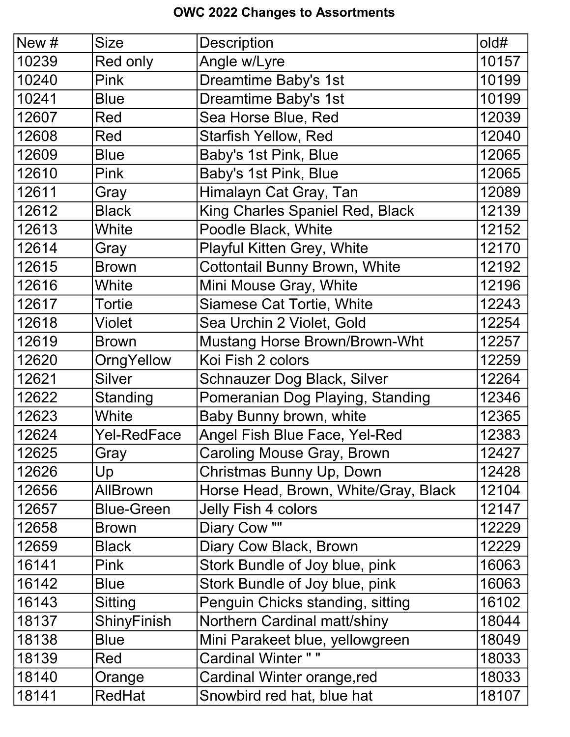# OWC 2022 Changes to Assortments

| New # | Size | Description | old# |
|---|---|---|---|
| 10239 | Red only | Angle w/Lyre | 10157 |
| 10240 | Pink | Dreamtime Baby's 1st | 10199 |
| 10241 | Blue | Dreamtime Baby's 1st | 10199 |
| 12607 | Red | Sea Horse Blue, Red | 12039 |
| 12608 | Red | Starfish Yellow, Red | 12040 |
| 12609 | Blue | Baby's 1st Pink, Blue | 12065 |
| 12610 | Pink | Baby's 1st Pink, Blue | 12065 |
| 12611 | Gray | Himalayn Cat Gray, Tan | 12089 |
| 12612 | Black | King Charles Spaniel Red, Black | 12139 |
| 12613 | White | Poodle Black, White | 12152 |
| 12614 | Gray | Playful Kitten Grey, White | 12170 |
| 12615 | Brown | Cottontail Bunny Brown, White | 12192 |
| 12616 | White | Mini Mouse Gray, White | 12196 |
| 12617 | Tortie | Siamese Cat Tortie, White | 12243 |
| 12618 | Violet | Sea Urchin 2 Violet, Gold | 12254 |
| 12619 | Brown | Mustang Horse Brown/Brown-Wht | 12257 |
| 12620 | OrngYellow | Koi Fish 2 colors | 12259 |
| 12621 | Silver | Schnauzer Dog Black, Silver | 12264 |
| 12622 | Standing | Pomeranian Dog Playing, Standing | 12346 |
| 12623 | White | Baby Bunny brown, white | 12365 |
| 12624 | Yel-RedFace | Angel Fish Blue Face, Yel-Red | 12383 |
| 12625 | Gray | Caroling Mouse Gray, Brown | 12427 |
| 12626 | Up | Christmas Bunny Up, Down | 12428 |
| 12656 | AllBrown | Horse Head, Brown, White/Gray, Black | 12104 |
| 12657 | Blue-Green | Jelly Fish 4 colors | 12147 |
| 12658 | Brown | Diary Cow "" | 12229 |
| 12659 | Black | Diary Cow Black, Brown | 12229 |
| 16141 | Pink | Stork Bundle of Joy blue, pink | 16063 |
| 16142 | Blue | Stork Bundle of Joy blue, pink | 16063 |
| 16143 | Sitting | Penguin Chicks standing, sitting | 16102 |
| 18137 | ShinyFinish | Northern Cardinal matt/shiny | 18044 |
| 18138 | Blue | Mini Parakeet blue, yellowgreen | 18049 |
| 18139 | Red | Cardinal Winter " " | 18033 |
| 18140 | Orange | Cardinal Winter orange,red | 18033 |
| 18141 | RedHat | Snowbird red hat, blue hat | 18107 |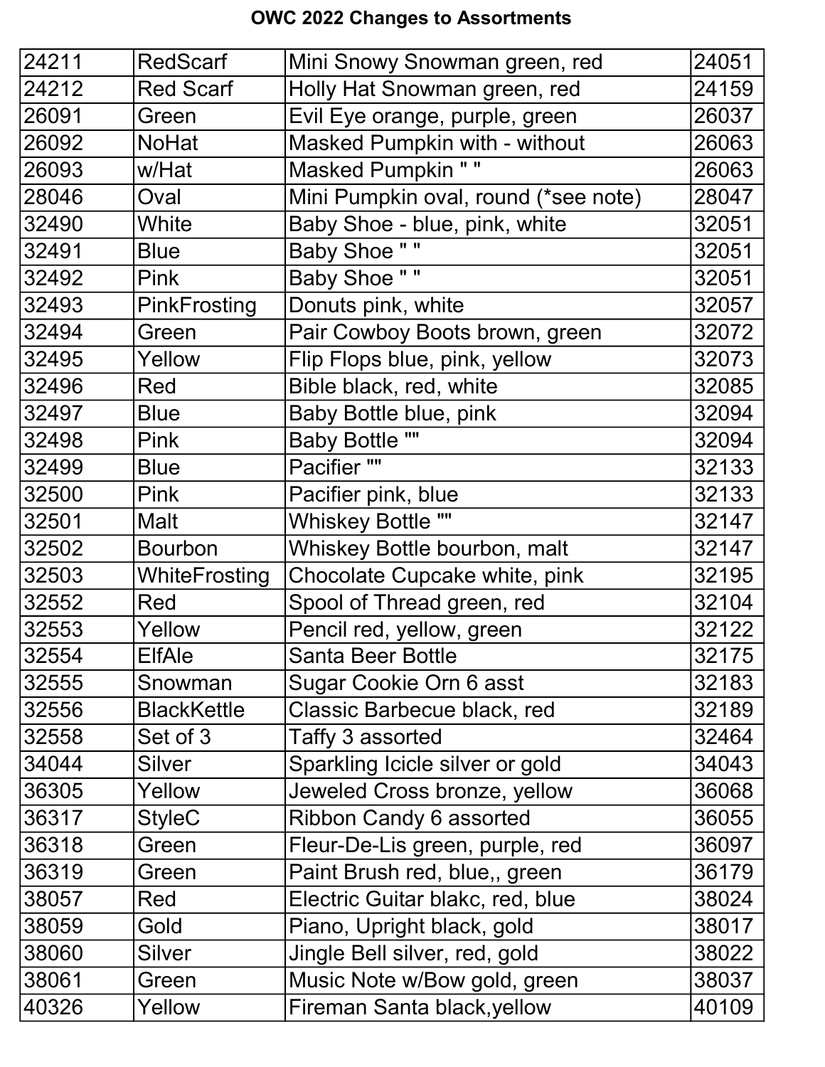# OWC 2022 Changes to Assortments

| | | | |
|---|---|---|---|
| 24211 | RedScarf | Mini Snowy Snowman green, red | 24051 |
| 24212 | Red Scarf | Holly Hat Snowman green, red | 24159 |
| 26091 | Green | Evil Eye orange, purple, green | 26037 |
| 26092 | NoHat | Masked Pumpkin with - without | 26063 |
| 26093 | w/Hat | Masked Pumpkin " " | 26063 |
| 28046 | Oval | Mini Pumpkin oval, round (*see note) | 28047 |
| 32490 | White | Baby Shoe - blue, pink, white | 32051 |
| 32491 | Blue | Baby Shoe " " | 32051 |
| 32492 | Pink | Baby Shoe " " | 32051 |
| 32493 | PinkFrosting | Donuts pink, white | 32057 |
| 32494 | Green | Pair Cowboy Boots brown, green | 32072 |
| 32495 | Yellow | Flip Flops blue, pink, yellow | 32073 |
| 32496 | Red | Bible black, red, white | 32085 |
| 32497 | Blue | Baby Bottle blue, pink | 32094 |
| 32498 | Pink | Baby Bottle "" | 32094 |
| 32499 | Blue | Pacifier "" | 32133 |
| 32500 | Pink | Pacifier pink, blue | 32133 |
| 32501 | Malt | Whiskey Bottle "" | 32147 |
| 32502 | Bourbon | Whiskey Bottle bourbon, malt | 32147 |
| 32503 | WhiteFrosting | Chocolate Cupcake white, pink | 32195 |
| 32552 | Red | Spool of Thread green, red | 32104 |
| 32553 | Yellow | Pencil red, yellow, green | 32122 |
| 32554 | ElfAle | Santa Beer Bottle | 32175 |
| 32555 | Snowman | Sugar Cookie Orn 6 asst | 32183 |
| 32556 | BlackKettle | Classic Barbecue black, red | 32189 |
| 32558 | Set of 3 | Taffy 3 assorted | 32464 |
| 34044 | Silver | Sparkling Icicle silver or gold | 34043 |
| 36305 | Yellow | Jeweled Cross bronze, yellow | 36068 |
| 36317 | StyleC | Ribbon Candy 6 assorted | 36055 |
| 36318 | Green | Fleur-De-Lis green, purple, red | 36097 |
| 36319 | Green | Paint Brush red, blue,, green | 36179 |
| 38057 | Red | Electric Guitar blakc, red, blue | 38024 |
| 38059 | Gold | Piano, Upright black, gold | 38017 |
| 38060 | Silver | Jingle Bell silver, red, gold | 38022 |
| 38061 | Green | Music Note w/Bow gold, green | 38037 |
| 40326 | Yellow | Fireman Santa black,yellow | 40109 |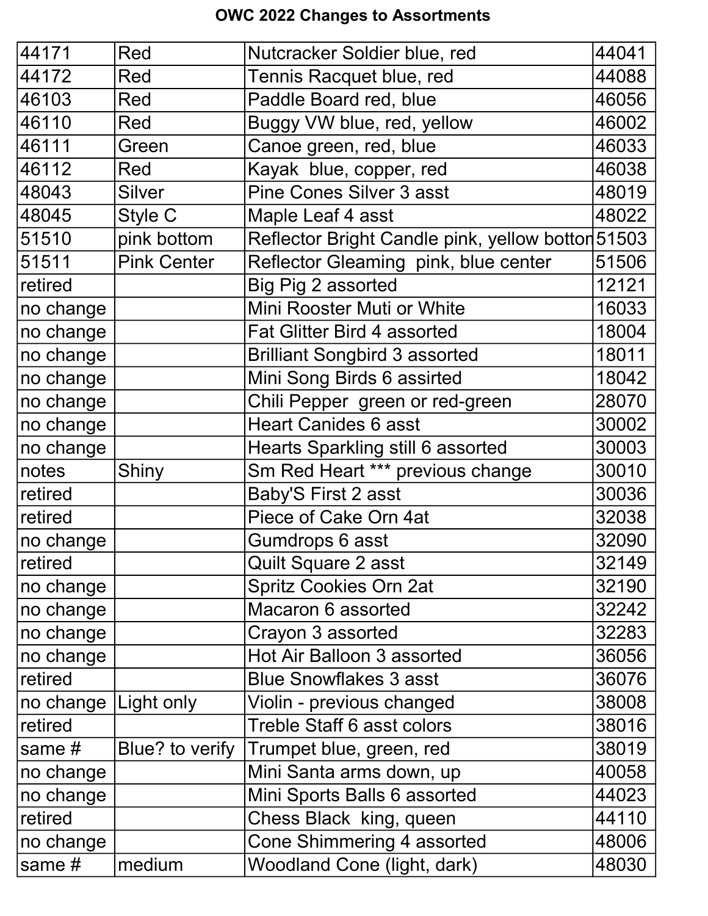**OWC 2022 Changes to Assortments**

| | | | |
|---|---|---|---|
| 44171 | Red | Nutcracker Soldier blue, red | 44041 |
| 44172 | Red | Tennis Racquet blue, red | 44088 |
| 46103 | Red | Paddle Board red, blue | 46056 |
| 46110 | Red | Buggy VW blue, red, yellow | 46002 |
| 46111 | Green | Canoe green, red, blue | 46033 |
| 46112 | Red | Kayak blue, copper, red | 46038 |
| 48043 | Silver | Pine Cones Silver 3 asst | 48019 |
| 48045 | Style C | Maple Leaf 4 asst | 48022 |
| 51510 | pink bottom | Reflector Bright Candle pink, yellow botton | 51503 |
| 51511 | Pink Center | Reflector Gleaming pink, blue center | 51506 |
| retired | | Big Pig 2 assorted | 12121 |
| no change | | Mini Rooster Muti or White | 16033 |
| no change | | Fat Glitter Bird 4 assorted | 18004 |
| no change | | Brilliant Songbird 3 assorted | 18011 |
| no change | | Mini Song Birds 6 assirted | 18042 |
| no change | | Chili Pepper green or red-green | 28070 |
| no change | | Heart Canides 6 asst | 30002 |
| no change | | Hearts Sparkling still 6 assorted | 30003 |
| notes | Shiny | Sm Red Heart *** previous change | 30010 |
| retired | | Baby'S First 2 asst | 30036 |
| retired | | Piece of Cake Orn 4at | 32038 |
| no change | | Gumdrops 6 asst | 32090 |
| retired | | Quilt Square 2 asst | 32149 |
| no change | | Spritz Cookies Orn 2at | 32190 |
| no change | | Macaron 6 assorted | 32242 |
| no change | | Crayon 3 assorted | 32283 |
| no change | | Hot Air Balloon 3 assorted | 36056 |
| retired | | Blue Snowflakes 3 asst | 36076 |
| no change | Light only | Violin - previous changed | 38008 |
| retired | | Treble Staff 6 asst colors | 38016 |
| same # | Blue? to verify | Trumpet blue, green, red | 38019 |
| no change | | Mini Santa arms down, up | 40058 |
| no change | | Mini Sports Balls 6 assorted | 44023 |
| retired | | Chess Black king, queen | 44110 |
| no change | | Cone Shimmering 4 assorted | 48006 |
| same # | medium | Woodland Cone (light, dark) | 48030 |